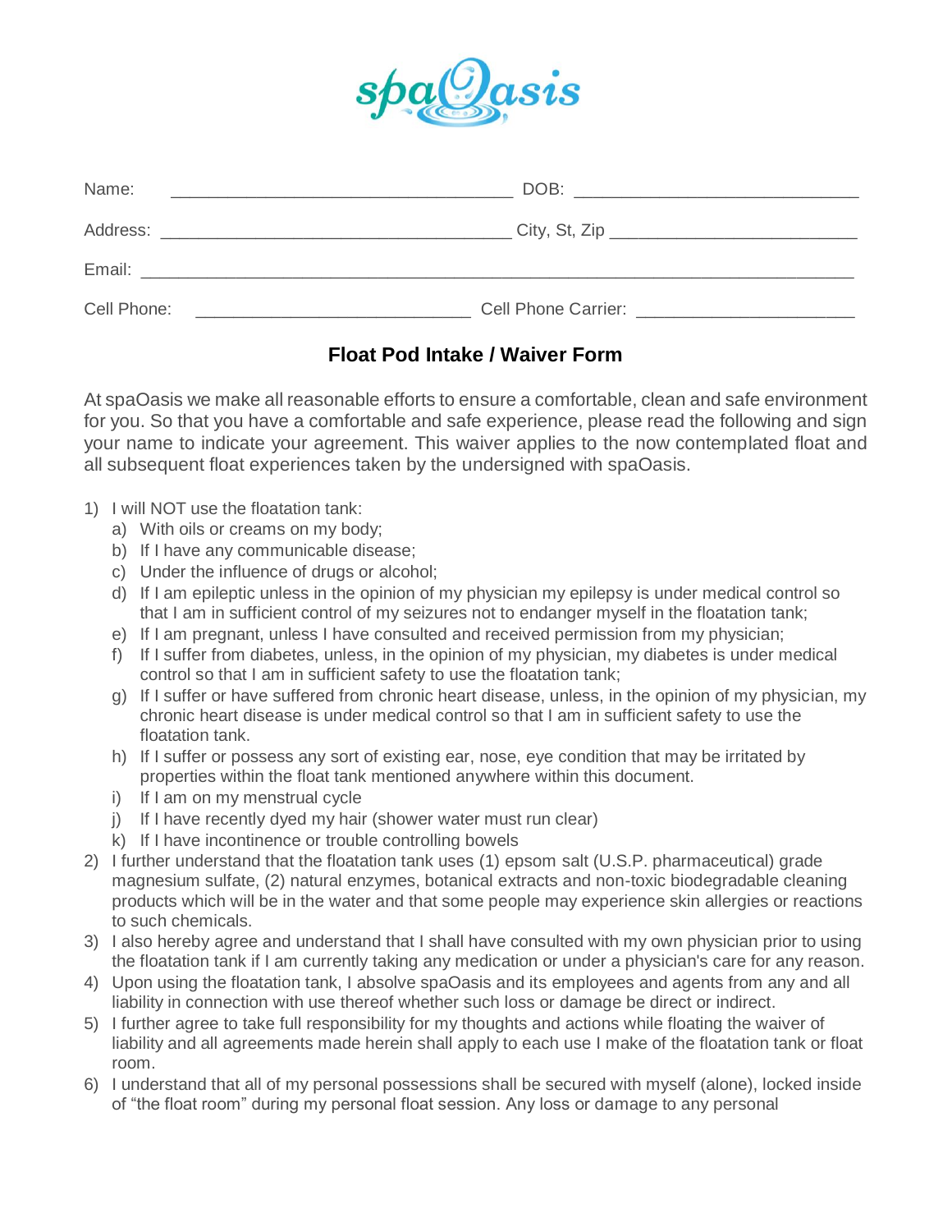spaOasis

Name: ___________________________________ DOB: ______________________________

Address: ____________________________________ City, St, Zip _________________________

Email: ___________________________________________________________________________

Cell Phone: ____________________________ Cell Phone Carrier: ______________________

## Float Pod Intake / Waiver Form

At spaOasis we make all reasonable efforts to ensure a comfortable, clean and safe environment for you. So that you have a comfortable and safe experience, please read the following and sign your name to indicate your agreement. This waiver applies to the now contemplated float and all subsequent float experiences taken by the undersigned with spaOasis.

1) I will NOT use the floatation tank:
   a) With oils or creams on my body;
   b) If I have any communicable disease;
   c) Under the influence of drugs or alcohol;
   d) If I am epileptic unless in the opinion of my physician my epilepsy is under medical control so that I am in sufficient control of my seizures not to endanger myself in the floatation tank;
   e) If I am pregnant, unless I have consulted and received permission from my physician;
   f) If I suffer from diabetes, unless, in the opinion of my physician, my diabetes is under medical control so that I am in sufficient safety to use the floatation tank;
   g) If I suffer or have suffered from chronic heart disease, unless, in the opinion of my physician, my chronic heart disease is under medical control so that I am in sufficient safety to use the floatation tank.
   h) If I suffer or possess any sort of existing ear, nose, eye condition that may be irritated by properties within the float tank mentioned anywhere within this document.
   i) If I am on my menstrual cycle
   j) If I have recently dyed my hair (shower water must run clear)
   k) If I have incontinence or trouble controlling bowels
2) I further understand that the floatation tank uses (1) epsom salt (U.S.P. pharmaceutical) grade magnesium sulfate, (2) natural enzymes, botanical extracts and non-toxic biodegradable cleaning products which will be in the water and that some people may experience skin allergies or reactions to such chemicals.
3) I also hereby agree and understand that I shall have consulted with my own physician prior to using the floatation tank if I am currently taking any medication or under a physician's care for any reason.
4) Upon using the floatation tank, I absolve spaOasis and its employees and agents from any and all liability in connection with use thereof whether such loss or damage be direct or indirect.
5) I further agree to take full responsibility for my thoughts and actions while floating the waiver of liability and all agreements made herein shall apply to each use I make of the floatation tank or float room.
6) I understand that all of my personal possessions shall be secured with myself (alone), locked inside of "the float room" during my personal float session. Any loss or damage to any personal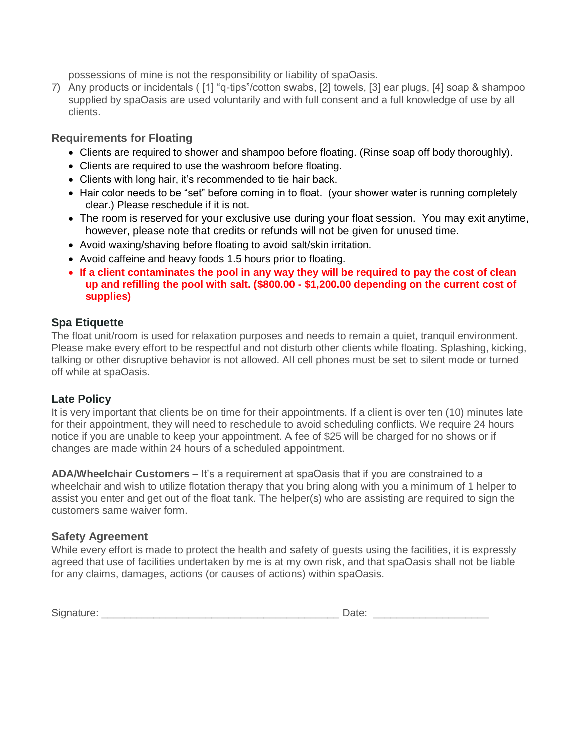possessions of mine is not the responsibility or liability of spaOasis.

7) Any products or incidentals ( [1] "q-tips"/cotton swabs, [2] towels, [3] ear plugs, [4] soap & shampoo supplied by spaOasis are used voluntarily and with full consent and a full knowledge of use by all clients.

### Requirements for Floating

- Clients are required to shower and shampoo before floating. (Rinse soap off body thoroughly).
- Clients are required to use the washroom before floating.
- Clients with long hair, it's recommended to tie hair back.
- Hair color needs to be "set" before coming in to float. (your shower water is running completely clear.) Please reschedule if it is not.
- The room is reserved for your exclusive use during your float session. You may exit anytime, however, please note that credits or refunds will not be given for unused time.
- Avoid waxing/shaving before floating to avoid salt/skin irritation.
- Avoid caffeine and heavy foods 1.5 hours prior to floating.
- **If a client contaminates the pool in any way they will be required to pay the cost of clean up and refilling the pool with salt. ($800.00 - $1,200.00 depending on the current cost of supplies)**

### Spa Etiquette

The float unit/room is used for relaxation purposes and needs to remain a quiet, tranquil environment. Please make every effort to be respectful and not disturb other clients while floating. Splashing, kicking, talking or other disruptive behavior is not allowed. All cell phones must be set to silent mode or turned off while at spaOasis.

### Late Policy

It is very important that clients be on time for their appointments. If a client is over ten (10) minutes late for their appointment, they will need to reschedule to avoid scheduling conflicts. We require 24 hours notice if you are unable to keep your appointment. A fee of $25 will be charged for no shows or if changes are made within 24 hours of a scheduled appointment.

**ADA/Wheelchair Customers** – It's a requirement at spaOasis that if you are constrained to a wheelchair and wish to utilize flotation therapy that you bring along with you a minimum of 1 helper to assist you enter and get out of the float tank. The helper(s) who are assisting are required to sign the customers same waiver form.

### Safety Agreement

While every effort is made to protect the health and safety of guests using the facilities, it is expressly agreed that use of facilities undertaken by me is at my own risk, and that spaOasis shall not be liable for any claims, damages, actions (or causes of actions) within spaOasis.

Signature: ________________________________________ Date: ____________________